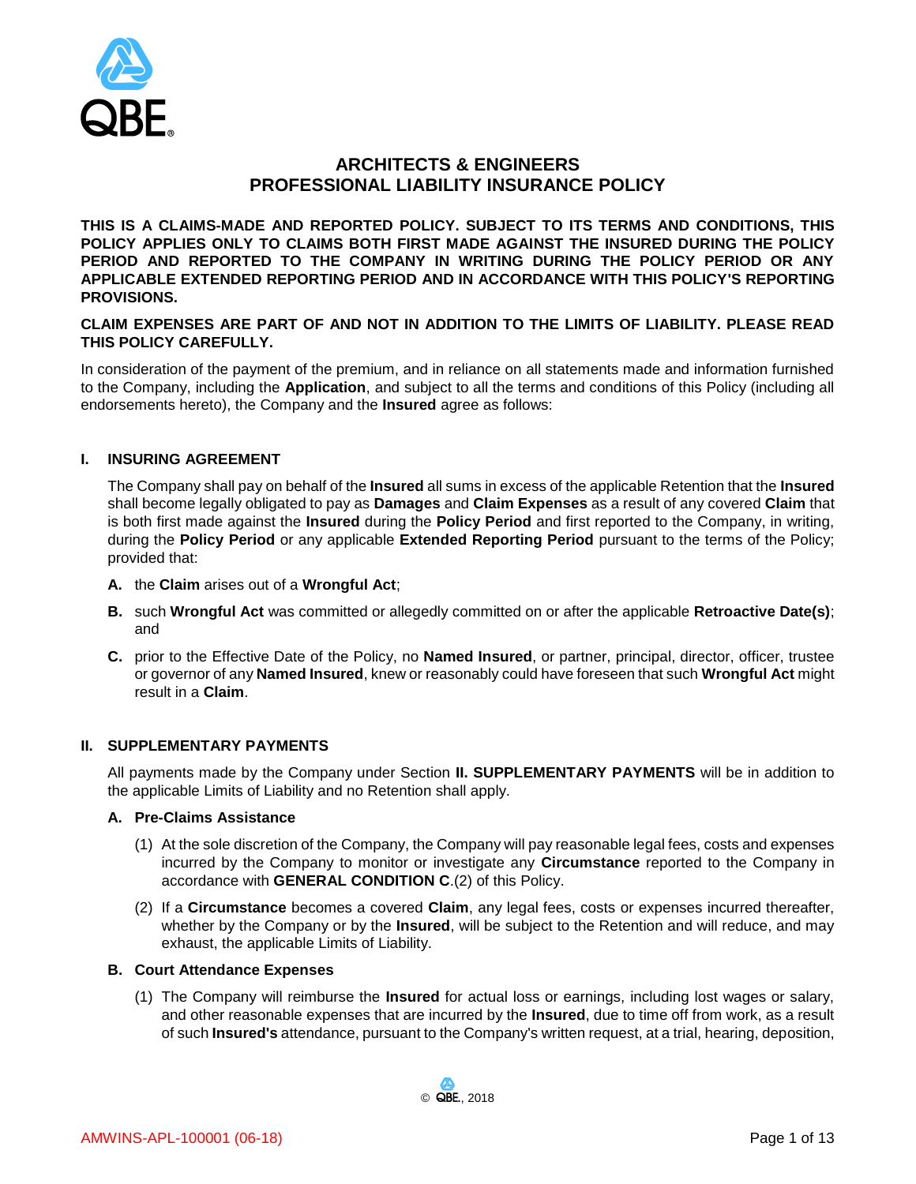# ARCHITECTS & ENGINEERS PROFESSIONAL LIABILITY INSURANCE POLICY

**THIS IS A CLAIMS-MADE AND REPORTED POLICY. SUBJECT TO ITS TERMS AND CONDITIONS, THIS POLICY APPLIES ONLY TO CLAIMS BOTH FIRST MADE AGAINST THE INSURED DURING THE POLICY PERIOD AND REPORTED TO THE COMPANY IN WRITING DURING THE POLICY PERIOD OR ANY APPLICABLE EXTENDED REPORTING PERIOD AND IN ACCORDANCE WITH THIS POLICY'S REPORTING PROVISIONS.**

**CLAIM EXPENSES ARE PART OF AND NOT IN ADDITION TO THE LIMITS OF LIABILITY. PLEASE READ THIS POLICY CAREFULLY.**

In consideration of the payment of the premium, and in reliance on all statements made and information furnished to the Company, including the **Application**, and subject to all the terms and conditions of this Policy (including all endorsements hereto), the Company and the **Insured** agree as follows:

## I. INSURING AGREEMENT

The Company shall pay on behalf of the **Insured** all sums in excess of the applicable Retention that the **Insured** shall become legally obligated to pay as **Damages** and **Claim Expenses** as a result of any covered **Claim** that is both first made against the **Insured** during the **Policy Period** and first reported to the Company, in writing, during the **Policy Period** or any applicable **Extended Reporting Period** pursuant to the terms of the Policy; provided that:

**A.** the **Claim** arises out of a **Wrongful Act**;

**B.** such **Wrongful Act** was committed or allegedly committed on or after the applicable **Retroactive Date(s)**; and

**C.** prior to the Effective Date of the Policy, no **Named Insured**, or partner, principal, director, officer, trustee or governor of any **Named Insured**, knew or reasonably could have foreseen that such **Wrongful Act** might result in a **Claim**.

## II. SUPPLEMENTARY PAYMENTS

All payments made by the Company under Section **II. SUPPLEMENTARY PAYMENTS** will be in addition to the applicable Limits of Liability and no Retention shall apply.

### A. Pre-Claims Assistance

(1) At the sole discretion of the Company, the Company will pay reasonable legal fees, costs and expenses incurred by the Company to monitor or investigate any **Circumstance** reported to the Company in accordance with **GENERAL CONDITION C**.(2) of this Policy.

(2) If a **Circumstance** becomes a covered **Claim**, any legal fees, costs or expenses incurred thereafter, whether by the Company or by the **Insured**, will be subject to the Retention and will reduce, and may exhaust, the applicable Limits of Liability.

### B. Court Attendance Expenses

(1) The Company will reimburse the **Insured** for actual loss or earnings, including lost wages or salary, and other reasonable expenses that are incurred by the **Insured**, due to time off from work, as a result of such **Insured's** attendance, pursuant to the Company's written request, at a trial, hearing, deposition,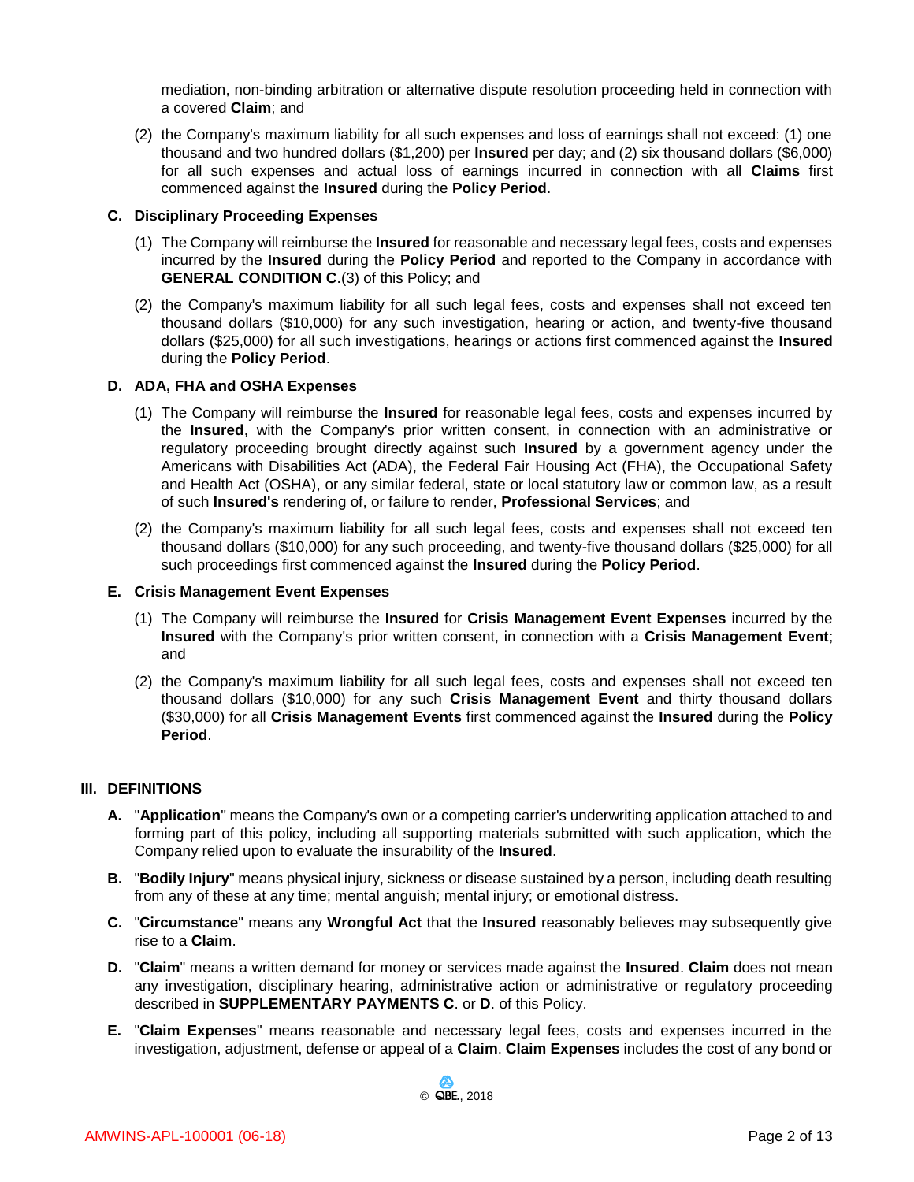mediation, non-binding arbitration or alternative dispute resolution proceeding held in connection with a covered **Claim**; and

(2) the Company's maximum liability for all such expenses and loss of earnings shall not exceed: (1) one thousand and two hundred dollars ($1,200) per **Insured** per day; and (2) six thousand dollars ($6,000) for all such expenses and actual loss of earnings incurred in connection with all **Claims** first commenced against the **Insured** during the **Policy Period**.

### C. Disciplinary Proceeding Expenses

(1) The Company will reimburse the **Insured** for reasonable and necessary legal fees, costs and expenses incurred by the **Insured** during the **Policy Period** and reported to the Company in accordance with **GENERAL CONDITION C**.(3) of this Policy; and

(2) the Company's maximum liability for all such legal fees, costs and expenses shall not exceed ten thousand dollars ($10,000) for any such investigation, hearing or action, and twenty-five thousand dollars ($25,000) for all such investigations, hearings or actions first commenced against the **Insured** during the **Policy Period**.

### D. ADA, FHA and OSHA Expenses

(1) The Company will reimburse the **Insured** for reasonable legal fees, costs and expenses incurred by the **Insured**, with the Company's prior written consent, in connection with an administrative or regulatory proceeding brought directly against such **Insured** by a government agency under the Americans with Disabilities Act (ADA), the Federal Fair Housing Act (FHA), the Occupational Safety and Health Act (OSHA), or any similar federal, state or local statutory law or common law, as a result of such **Insured's** rendering of, or failure to render, **Professional Services**; and

(2) the Company's maximum liability for all such legal fees, costs and expenses shall not exceed ten thousand dollars ($10,000) for any such proceeding, and twenty-five thousand dollars ($25,000) for all such proceedings first commenced against the **Insured** during the **Policy Period**.

### E. Crisis Management Event Expenses

(1) The Company will reimburse the **Insured** for **Crisis Management Event Expenses** incurred by the **Insured** with the Company's prior written consent, in connection with a **Crisis Management Event**; and

(2) the Company's maximum liability for all such legal fees, costs and expenses shall not exceed ten thousand dollars ($10,000) for any such **Crisis Management Event** and thirty thousand dollars ($30,000) for all **Crisis Management Events** first commenced against the **Insured** during the **Policy Period**.

## III. DEFINITIONS

**A.** "**Application**" means the Company's own or a competing carrier's underwriting application attached to and forming part of this policy, including all supporting materials submitted with such application, which the Company relied upon to evaluate the insurability of the **Insured**.

**B.** "**Bodily Injury**" means physical injury, sickness or disease sustained by a person, including death resulting from any of these at any time; mental anguish; mental injury; or emotional distress.

**C.** "**Circumstance**" means any **Wrongful Act** that the **Insured** reasonably believes may subsequently give rise to a **Claim**.

**D.** "**Claim**" means a written demand for money or services made against the **Insured**. **Claim** does not mean any investigation, disciplinary hearing, administrative action or administrative or regulatory proceeding described in **SUPPLEMENTARY PAYMENTS C**. or **D**. of this Policy.

**E.** "**Claim Expenses**" means reasonable and necessary legal fees, costs and expenses incurred in the investigation, adjustment, defense or appeal of a **Claim**. **Claim Expenses** includes the cost of any bond or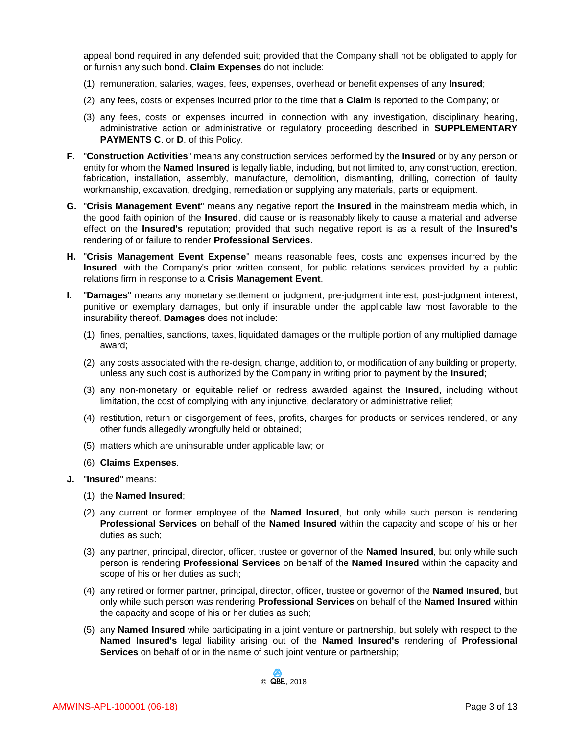appeal bond required in any defended suit; provided that the Company shall not be obligated to apply for or furnish any such bond. **Claim Expenses** do not include:

(1) remuneration, salaries, wages, fees, expenses, overhead or benefit expenses of any **Insured**;

(2) any fees, costs or expenses incurred prior to the time that a **Claim** is reported to the Company; or

(3) any fees, costs or expenses incurred in connection with any investigation, disciplinary hearing, administrative action or administrative or regulatory proceeding described in **SUPPLEMENTARY PAYMENTS C**. or **D**. of this Policy.

**F.** "**Construction Activities**" means any construction services performed by the **Insured** or by any person or entity for whom the **Named Insured** is legally liable, including, but not limited to, any construction, erection, fabrication, installation, assembly, manufacture, demolition, dismantling, drilling, correction of faulty workmanship, excavation, dredging, remediation or supplying any materials, parts or equipment.

**G.** "**Crisis Management Event**" means any negative report the **Insured** in the mainstream media which, in the good faith opinion of the **Insured**, did cause or is reasonably likely to cause a material and adverse effect on the **Insured's** reputation; provided that such negative report is as a result of the **Insured's** rendering of or failure to render **Professional Services**.

**H.** "**Crisis Management Event Expense**" means reasonable fees, costs and expenses incurred by the **Insured**, with the Company's prior written consent, for public relations services provided by a public relations firm in response to a **Crisis Management Event**.

**I.** "**Damages**" means any monetary settlement or judgment, pre-judgment interest, post-judgment interest, punitive or exemplary damages, but only if insurable under the applicable law most favorable to the insurability thereof. **Damages** does not include:

(1) fines, penalties, sanctions, taxes, liquidated damages or the multiple portion of any multiplied damage award;

(2) any costs associated with the re-design, change, addition to, or modification of any building or property, unless any such cost is authorized by the Company in writing prior to payment by the **Insured**;

(3) any non-monetary or equitable relief or redress awarded against the **Insured**, including without limitation, the cost of complying with any injunctive, declaratory or administrative relief;

(4) restitution, return or disgorgement of fees, profits, charges for products or services rendered, or any other funds allegedly wrongfully held or obtained;

(5) matters which are uninsurable under applicable law; or

(6) **Claims Expenses**.

**J.** "**Insured**" means:

(1) the **Named Insured**;

(2) any current or former employee of the **Named Insured**, but only while such person is rendering **Professional Services** on behalf of the **Named Insured** within the capacity and scope of his or her duties as such;

(3) any partner, principal, director, officer, trustee or governor of the **Named Insured**, but only while such person is rendering **Professional Services** on behalf of the **Named Insured** within the capacity and scope of his or her duties as such;

(4) any retired or former partner, principal, director, officer, trustee or governor of the **Named Insured**, but only while such person was rendering **Professional Services** on behalf of the **Named Insured** within the capacity and scope of his or her duties as such;

(5) any **Named Insured** while participating in a joint venture or partnership, but solely with respect to the **Named Insured's** legal liability arising out of the **Named Insured's** rendering of **Professional Services** on behalf of or in the name of such joint venture or partnership;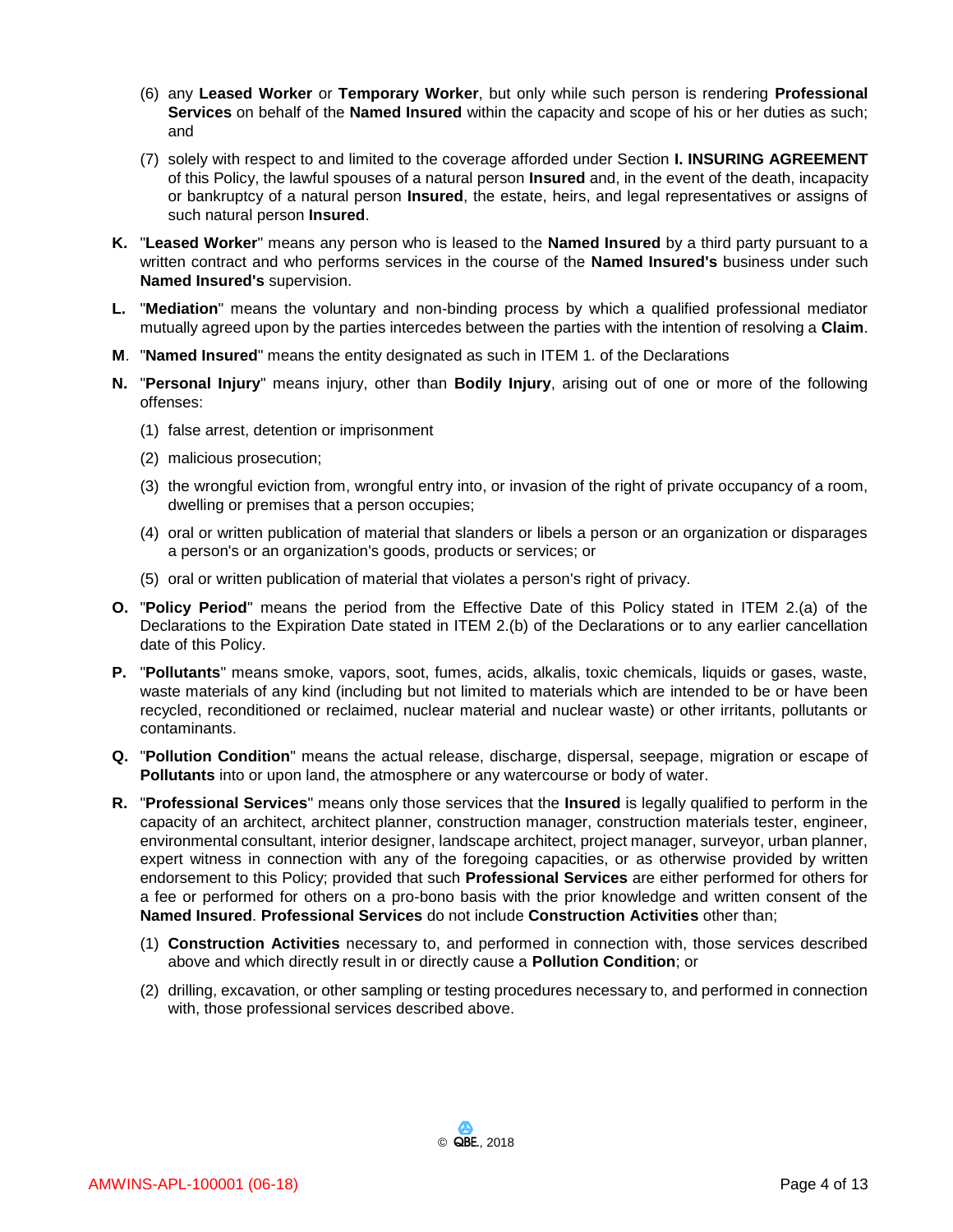(6) any **Leased Worker** or **Temporary Worker**, but only while such person is rendering **Professional Services** on behalf of the **Named Insured** within the capacity and scope of his or her duties as such; and

(7) solely with respect to and limited to the coverage afforded under Section **I. INSURING AGREEMENT** of this Policy, the lawful spouses of a natural person **Insured** and, in the event of the death, incapacity or bankruptcy of a natural person **Insured**, the estate, heirs, and legal representatives or assigns of such natural person **Insured**.

**K.** "**Leased Worker**" means any person who is leased to the **Named Insured** by a third party pursuant to a written contract and who performs services in the course of the **Named Insured's** business under such **Named Insured's** supervision.

**L.** "**Mediation**" means the voluntary and non-binding process by which a qualified professional mediator mutually agreed upon by the parties intercedes between the parties with the intention of resolving a **Claim**.

**M**. "**Named Insured**" means the entity designated as such in ITEM 1. of the Declarations

**N.** "**Personal Injury**" means injury, other than **Bodily Injury**, arising out of one or more of the following offenses:

(1) false arrest, detention or imprisonment

(2) malicious prosecution;

(3) the wrongful eviction from, wrongful entry into, or invasion of the right of private occupancy of a room, dwelling or premises that a person occupies;

(4) oral or written publication of material that slanders or libels a person or an organization or disparages a person's or an organization's goods, products or services; or

(5) oral or written publication of material that violates a person's right of privacy.

**O.** "**Policy Period**" means the period from the Effective Date of this Policy stated in ITEM 2.(a) of the Declarations to the Expiration Date stated in ITEM 2.(b) of the Declarations or to any earlier cancellation date of this Policy.

**P.** "**Pollutants**" means smoke, vapors, soot, fumes, acids, alkalis, toxic chemicals, liquids or gases, waste, waste materials of any kind (including but not limited to materials which are intended to be or have been recycled, reconditioned or reclaimed, nuclear material and nuclear waste) or other irritants, pollutants or contaminants.

**Q.** "**Pollution Condition**" means the actual release, discharge, dispersal, seepage, migration or escape of **Pollutants** into or upon land, the atmosphere or any watercourse or body of water.

**R.** "**Professional Services**" means only those services that the **Insured** is legally qualified to perform in the capacity of an architect, architect planner, construction manager, construction materials tester, engineer, environmental consultant, interior designer, landscape architect, project manager, surveyor, urban planner, expert witness in connection with any of the foregoing capacities, or as otherwise provided by written endorsement to this Policy; provided that such **Professional Services** are either performed for others for a fee or performed for others on a pro-bono basis with the prior knowledge and written consent of the **Named Insured**. **Professional Services** do not include **Construction Activities** other than;

(1) **Construction Activities** necessary to, and performed in connection with, those services described above and which directly result in or directly cause a **Pollution Condition**; or

(2) drilling, excavation, or other sampling or testing procedures necessary to, and performed in connection with, those professional services described above.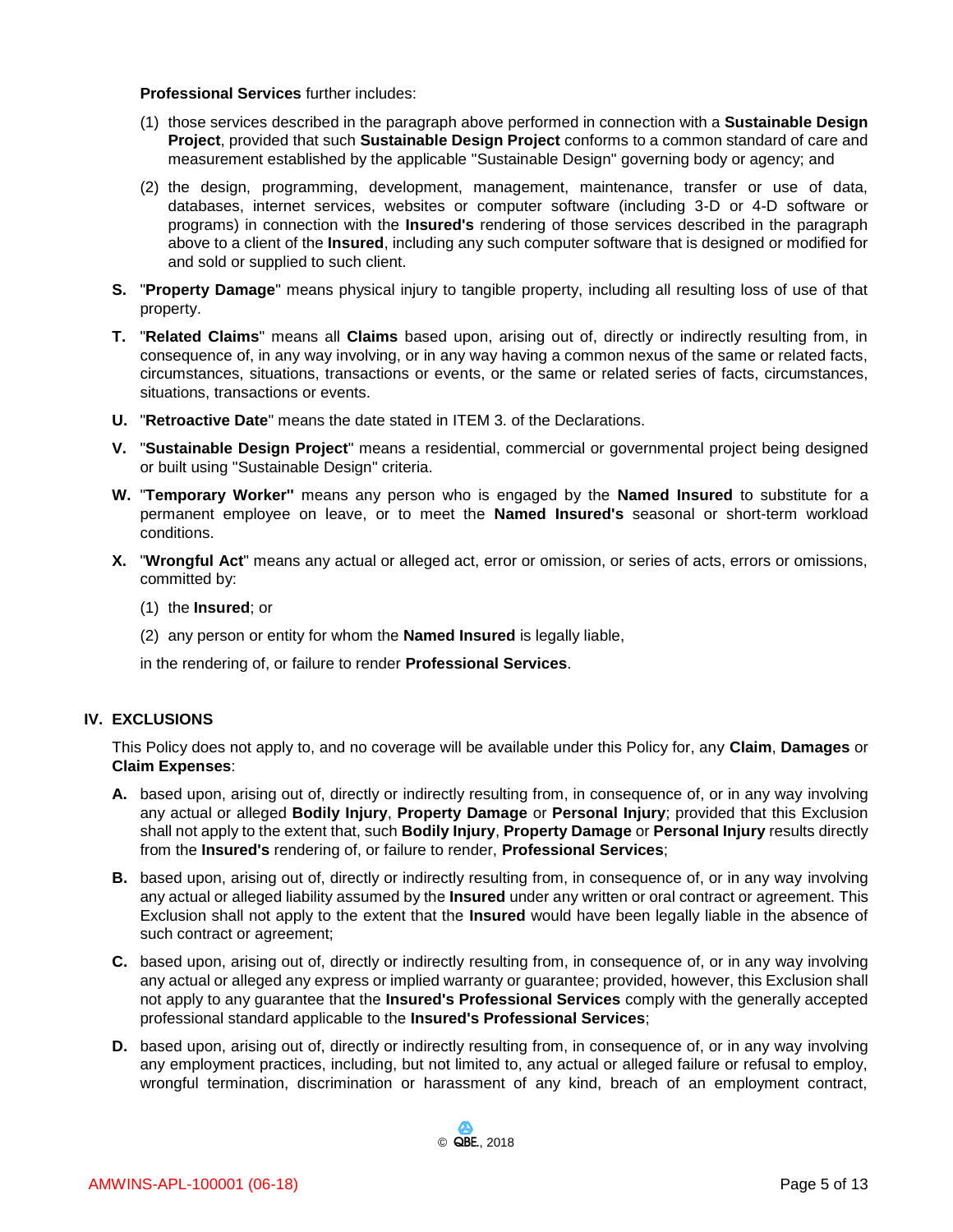**Professional Services** further includes:

(1) those services described in the paragraph above performed in connection with a **Sustainable Design Project**, provided that such **Sustainable Design Project** conforms to a common standard of care and measurement established by the applicable "Sustainable Design" governing body or agency; and

(2) the design, programming, development, management, maintenance, transfer or use of data, databases, internet services, websites or computer software (including 3-D or 4-D software or programs) in connection with the **Insured's** rendering of those services described in the paragraph above to a client of the **Insured**, including any such computer software that is designed or modified for and sold or supplied to such client.

**S.** "**Property Damage**" means physical injury to tangible property, including all resulting loss of use of that property.

**T.** "**Related Claims**" means all **Claims** based upon, arising out of, directly or indirectly resulting from, in consequence of, in any way involving, or in any way having a common nexus of the same or related facts, circumstances, situations, transactions or events, or the same or related series of facts, circumstances, situations, transactions or events.

**U.** "**Retroactive Date**" means the date stated in ITEM 3. of the Declarations.

**V.** "**Sustainable Design Project**" means a residential, commercial or governmental project being designed or built using "Sustainable Design" criteria.

**W.** "**Temporary Worker"** means any person who is engaged by the **Named Insured** to substitute for a permanent employee on leave, or to meet the **Named Insured's** seasonal or short-term workload conditions.

**X.** "**Wrongful Act**" means any actual or alleged act, error or omission, or series of acts, errors or omissions, committed by:

(1) the **Insured**; or

(2) any person or entity for whom the **Named Insured** is legally liable,

in the rendering of, or failure to render **Professional Services**.

## IV. EXCLUSIONS

This Policy does not apply to, and no coverage will be available under this Policy for, any **Claim**, **Damages** or **Claim Expenses**:

**A.** based upon, arising out of, directly or indirectly resulting from, in consequence of, or in any way involving any actual or alleged **Bodily Injury**, **Property Damage** or **Personal Injury**; provided that this Exclusion shall not apply to the extent that, such **Bodily Injury**, **Property Damage** or **Personal Injury** results directly from the **Insured's** rendering of, or failure to render, **Professional Services**;

**B.** based upon, arising out of, directly or indirectly resulting from, in consequence of, or in any way involving any actual or alleged liability assumed by the **Insured** under any written or oral contract or agreement. This Exclusion shall not apply to the extent that the **Insured** would have been legally liable in the absence of such contract or agreement;

**C.** based upon, arising out of, directly or indirectly resulting from, in consequence of, or in any way involving any actual or alleged any express or implied warranty or guarantee; provided, however, this Exclusion shall not apply to any guarantee that the **Insured's Professional Services** comply with the generally accepted professional standard applicable to the **Insured's Professional Services**;

**D.** based upon, arising out of, directly or indirectly resulting from, in consequence of, or in any way involving any employment practices, including, but not limited to, any actual or alleged failure or refusal to employ, wrongful termination, discrimination or harassment of any kind, breach of an employment contract,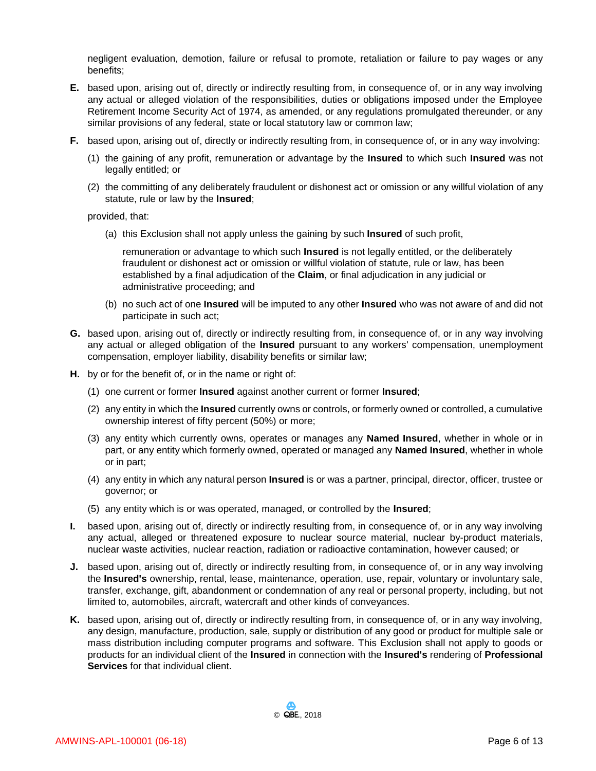negligent evaluation, demotion, failure or refusal to promote, retaliation or failure to pay wages or any benefits;

**E.** based upon, arising out of, directly or indirectly resulting from, in consequence of, or in any way involving any actual or alleged violation of the responsibilities, duties or obligations imposed under the Employee Retirement Income Security Act of 1974, as amended, or any regulations promulgated thereunder, or any similar provisions of any federal, state or local statutory law or common law;

**F.** based upon, arising out of, directly or indirectly resulting from, in consequence of, or in any way involving:

(1) the gaining of any profit, remuneration or advantage by the **Insured** to which such **Insured** was not legally entitled; or

(2) the committing of any deliberately fraudulent or dishonest act or omission or any willful violation of any statute, rule or law by the **Insured**;

provided, that:

(a) this Exclusion shall not apply unless the gaining by such **Insured** of such profit,

remuneration or advantage to which such **Insured** is not legally entitled, or the deliberately fraudulent or dishonest act or omission or willful violation of statute, rule or law, has been established by a final adjudication of the **Claim**, or final adjudication in any judicial or administrative proceeding; and

(b) no such act of one **Insured** will be imputed to any other **Insured** who was not aware of and did not participate in such act;

**G.** based upon, arising out of, directly or indirectly resulting from, in consequence of, or in any way involving any actual or alleged obligation of the **Insured** pursuant to any workers' compensation, unemployment compensation, employer liability, disability benefits or similar law;

**H.** by or for the benefit of, or in the name or right of:

(1) one current or former **Insured** against another current or former **Insured**;

(2) any entity in which the **Insured** currently owns or controls, or formerly owned or controlled, a cumulative ownership interest of fifty percent (50%) or more;

(3) any entity which currently owns, operates or manages any **Named Insured**, whether in whole or in part, or any entity which formerly owned, operated or managed any **Named Insured**, whether in whole or in part;

(4) any entity in which any natural person **Insured** is or was a partner, principal, director, officer, trustee or governor; or

(5) any entity which is or was operated, managed, or controlled by the **Insured**;

**I.** based upon, arising out of, directly or indirectly resulting from, in consequence of, or in any way involving any actual, alleged or threatened exposure to nuclear source material, nuclear by-product materials, nuclear waste activities, nuclear reaction, radiation or radioactive contamination, however caused; or

**J.** based upon, arising out of, directly or indirectly resulting from, in consequence of, or in any way involving the **Insured's** ownership, rental, lease, maintenance, operation, use, repair, voluntary or involuntary sale, transfer, exchange, gift, abandonment or condemnation of any real or personal property, including, but not limited to, automobiles, aircraft, watercraft and other kinds of conveyances.

**K.** based upon, arising out of, directly or indirectly resulting from, in consequence of, or in any way involving, any design, manufacture, production, sale, supply or distribution of any good or product for multiple sale or mass distribution including computer programs and software. This Exclusion shall not apply to goods or products for an individual client of the **Insured** in connection with the **Insured's** rendering of **Professional Services** for that individual client.

© QBE., 2018

AMWINS-APL-100001 (06-18)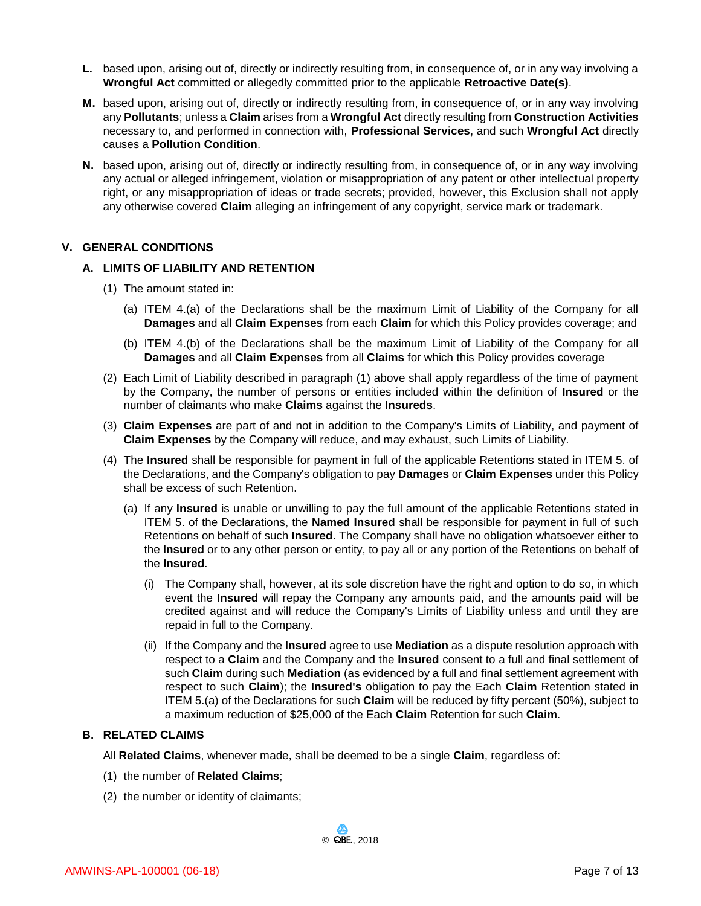**L.** based upon, arising out of, directly or indirectly resulting from, in consequence of, or in any way involving a **Wrongful Act** committed or allegedly committed prior to the applicable **Retroactive Date(s)**.

**M.** based upon, arising out of, directly or indirectly resulting from, in consequence of, or in any way involving any **Pollutants**; unless a **Claim** arises from a **Wrongful Act** directly resulting from **Construction Activities** necessary to, and performed in connection with, **Professional Services**, and such **Wrongful Act** directly causes a **Pollution Condition**.

**N.** based upon, arising out of, directly or indirectly resulting from, in consequence of, or in any way involving any actual or alleged infringement, violation or misappropriation of any patent or other intellectual property right, or any misappropriation of ideas or trade secrets; provided, however, this Exclusion shall not apply any otherwise covered **Claim** alleging an infringement of any copyright, service mark or trademark.

## V. GENERAL CONDITIONS

### A. LIMITS OF LIABILITY AND RETENTION

(1) The amount stated in:

(a) ITEM 4.(a) of the Declarations shall be the maximum Limit of Liability of the Company for all **Damages** and all **Claim Expenses** from each **Claim** for which this Policy provides coverage; and

(b) ITEM 4.(b) of the Declarations shall be the maximum Limit of Liability of the Company for all **Damages** and all **Claim Expenses** from all **Claims** for which this Policy provides coverage

(2) Each Limit of Liability described in paragraph (1) above shall apply regardless of the time of payment by the Company, the number of persons or entities included within the definition of **Insured** or the number of claimants who make **Claims** against the **Insureds**.

(3) **Claim Expenses** are part of and not in addition to the Company's Limits of Liability, and payment of **Claim Expenses** by the Company will reduce, and may exhaust, such Limits of Liability.

(4) The **Insured** shall be responsible for payment in full of the applicable Retentions stated in ITEM 5. of the Declarations, and the Company's obligation to pay **Damages** or **Claim Expenses** under this Policy shall be excess of such Retention.

(a) If any **Insured** is unable or unwilling to pay the full amount of the applicable Retentions stated in ITEM 5. of the Declarations, the **Named Insured** shall be responsible for payment in full of such Retentions on behalf of such **Insured**. The Company shall have no obligation whatsoever either to the **Insured** or to any other person or entity, to pay all or any portion of the Retentions on behalf of the **Insured**.

(i) The Company shall, however, at its sole discretion have the right and option to do so, in which event the **Insured** will repay the Company any amounts paid, and the amounts paid will be credited against and will reduce the Company's Limits of Liability unless and until they are repaid in full to the Company.

(ii) If the Company and the **Insured** agree to use **Mediation** as a dispute resolution approach with respect to a **Claim** and the Company and the **Insured** consent to a full and final settlement of such **Claim** during such **Mediation** (as evidenced by a full and final settlement agreement with respect to such **Claim**); the **Insured's** obligation to pay the Each **Claim** Retention stated in ITEM 5.(a) of the Declarations for such **Claim** will be reduced by fifty percent (50%), subject to a maximum reduction of $25,000 of the Each **Claim** Retention for such **Claim**.

### B. RELATED CLAIMS

All **Related Claims**, whenever made, shall be deemed to be a single **Claim**, regardless of:

(1) the number of **Related Claims**;

(2) the number or identity of claimants;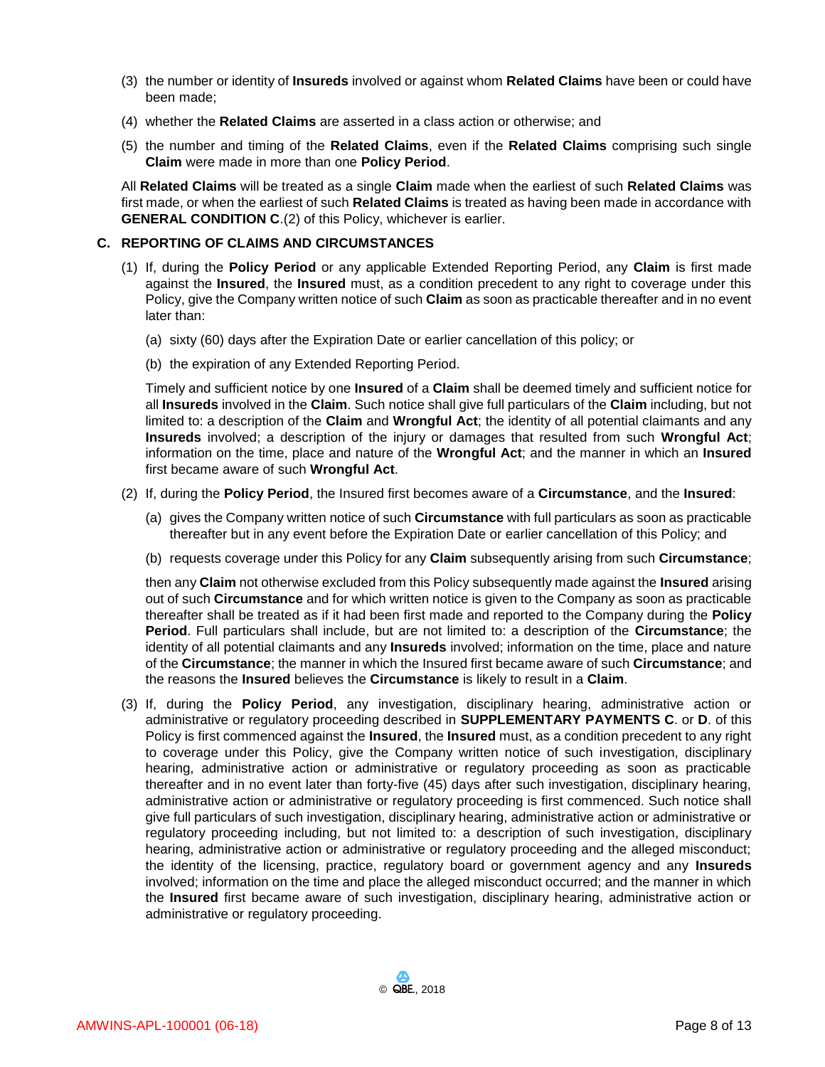(3) the number or identity of **Insureds** involved or against whom **Related Claims** have been or could have been made;

(4) whether the **Related Claims** are asserted in a class action or otherwise; and

(5) the number and timing of the **Related Claims**, even if the **Related Claims** comprising such single **Claim** were made in more than one **Policy Period**.

All **Related Claims** will be treated as a single **Claim** made when the earliest of such **Related Claims** was first made, or when the earliest of such **Related Claims** is treated as having been made in accordance with **GENERAL CONDITION C**.(2) of this Policy, whichever is earlier.

**C. REPORTING OF CLAIMS AND CIRCUMSTANCES**

(1) If, during the **Policy Period** or any applicable Extended Reporting Period, any **Claim** is first made against the **Insured**, the **Insured** must, as a condition precedent to any right to coverage under this Policy, give the Company written notice of such **Claim** as soon as practicable thereafter and in no event later than:

(a) sixty (60) days after the Expiration Date or earlier cancellation of this policy; or

(b) the expiration of any Extended Reporting Period.

Timely and sufficient notice by one **Insured** of a **Claim** shall be deemed timely and sufficient notice for all **Insureds** involved in the **Claim**. Such notice shall give full particulars of the **Claim** including, but not limited to: a description of the **Claim** and **Wrongful Act**; the identity of all potential claimants and any **Insureds** involved; a description of the injury or damages that resulted from such **Wrongful Act**; information on the time, place and nature of the **Wrongful Act**; and the manner in which an **Insured** first became aware of such **Wrongful Act**.

(2) If, during the **Policy Period**, the Insured first becomes aware of a **Circumstance**, and the **Insured**:

(a) gives the Company written notice of such **Circumstance** with full particulars as soon as practicable thereafter but in any event before the Expiration Date or earlier cancellation of this Policy; and

(b) requests coverage under this Policy for any **Claim** subsequently arising from such **Circumstance**;

then any **Claim** not otherwise excluded from this Policy subsequently made against the **Insured** arising out of such **Circumstance** and for which written notice is given to the Company as soon as practicable thereafter shall be treated as if it had been first made and reported to the Company during the **Policy Period**. Full particulars shall include, but are not limited to: a description of the **Circumstance**; the identity of all potential claimants and any **Insureds** involved; information on the time, place and nature of the **Circumstance**; the manner in which the Insured first became aware of such **Circumstance**; and the reasons the **Insured** believes the **Circumstance** is likely to result in a **Claim**.

(3) If, during the **Policy Period**, any investigation, disciplinary hearing, administrative action or administrative or regulatory proceeding described in **SUPPLEMENTARY PAYMENTS C**. or **D**. of this Policy is first commenced against the **Insured**, the **Insured** must, as a condition precedent to any right to coverage under this Policy, give the Company written notice of such investigation, disciplinary hearing, administrative action or administrative or regulatory proceeding as soon as practicable thereafter and in no event later than forty-five (45) days after such investigation, disciplinary hearing, administrative action or administrative or regulatory proceeding is first commenced. Such notice shall give full particulars of such investigation, disciplinary hearing, administrative action or administrative or regulatory proceeding including, but not limited to: a description of such investigation, disciplinary hearing, administrative action or administrative or regulatory proceeding and the alleged misconduct; the identity of the licensing, practice, regulatory board or government agency and any **Insureds** involved; information on the time and place the alleged misconduct occurred; and the manner in which the **Insured** first became aware of such investigation, disciplinary hearing, administrative action or administrative or regulatory proceeding.

© QBE, 2018

AMWINS-APL-100001 (06-18)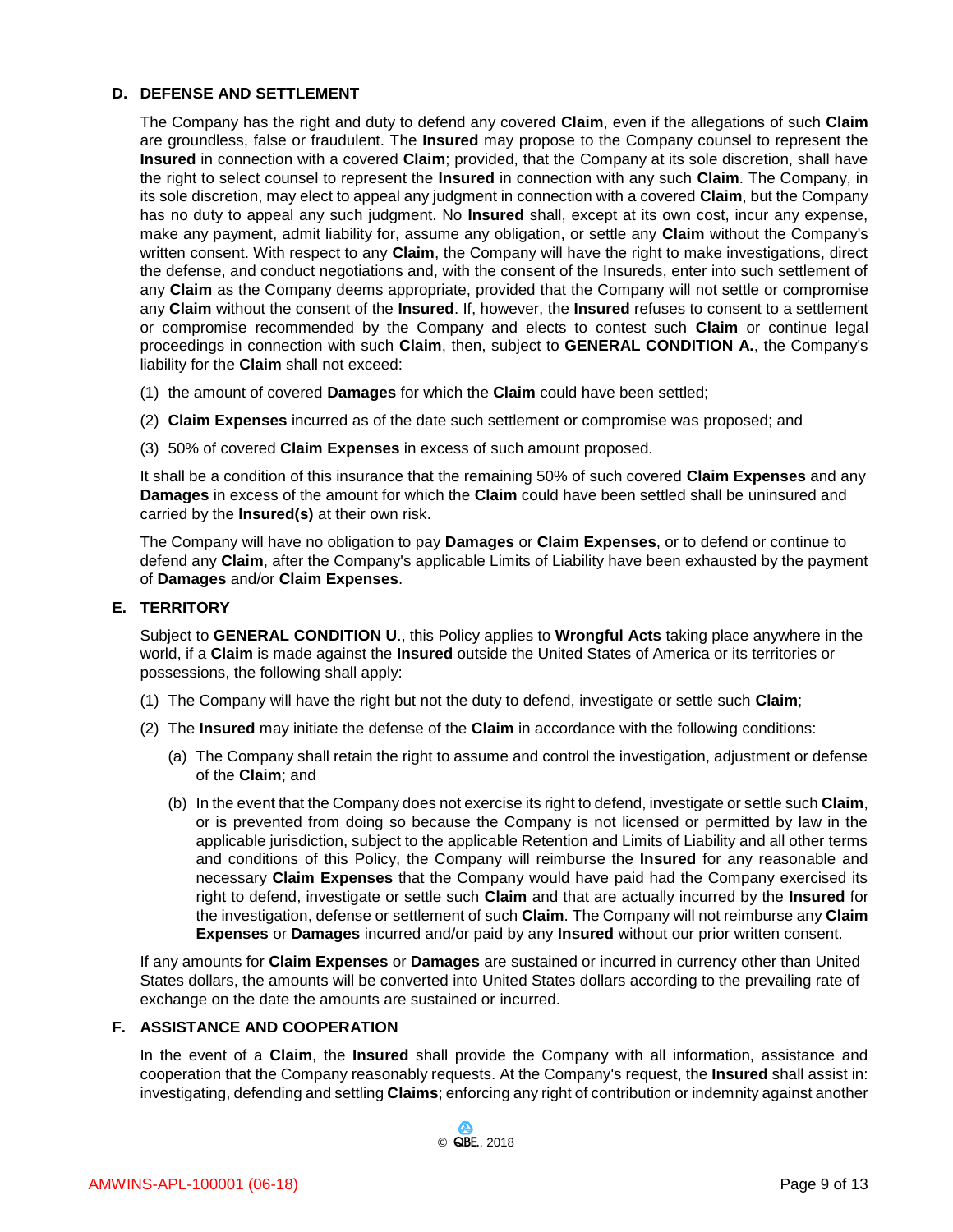### D. DEFENSE AND SETTLEMENT

The Company has the right and duty to defend any covered **Claim**, even if the allegations of such **Claim** are groundless, false or fraudulent. The **Insured** may propose to the Company counsel to represent the **Insured** in connection with a covered **Claim**; provided, that the Company at its sole discretion, shall have the right to select counsel to represent the **Insured** in connection with any such **Claim**. The Company, in its sole discretion, may elect to appeal any judgment in connection with a covered **Claim**, but the Company has no duty to appeal any such judgment. No **Insured** shall, except at its own cost, incur any expense, make any payment, admit liability for, assume any obligation, or settle any **Claim** without the Company's written consent. With respect to any **Claim**, the Company will have the right to make investigations, direct the defense, and conduct negotiations and, with the consent of the Insureds, enter into such settlement of any **Claim** as the Company deems appropriate, provided that the Company will not settle or compromise any **Claim** without the consent of the **Insured**. If, however, the **Insured** refuses to consent to a settlement or compromise recommended by the Company and elects to contest such **Claim** or continue legal proceedings in connection with such **Claim**, then, subject to **GENERAL CONDITION A.**, the Company's liability for the **Claim** shall not exceed:

(1) the amount of covered **Damages** for which the **Claim** could have been settled;

(2) **Claim Expenses** incurred as of the date such settlement or compromise was proposed; and

(3) 50% of covered **Claim Expenses** in excess of such amount proposed.

It shall be a condition of this insurance that the remaining 50% of such covered **Claim Expenses** and any **Damages** in excess of the amount for which the **Claim** could have been settled shall be uninsured and carried by the **Insured(s)** at their own risk.

The Company will have no obligation to pay **Damages** or **Claim Expenses**, or to defend or continue to defend any **Claim**, after the Company's applicable Limits of Liability have been exhausted by the payment of **Damages** and/or **Claim Expenses**.

### E. TERRITORY

Subject to **GENERAL CONDITION U**., this Policy applies to **Wrongful Acts** taking place anywhere in the world, if a **Claim** is made against the **Insured** outside the United States of America or its territories or possessions, the following shall apply:

(1) The Company will have the right but not the duty to defend, investigate or settle such **Claim**;

(2) The **Insured** may initiate the defense of the **Claim** in accordance with the following conditions:

   (a) The Company shall retain the right to assume and control the investigation, adjustment or defense of the **Claim**; and

   (b) In the event that the Company does not exercise its right to defend, investigate or settle such **Claim**, or is prevented from doing so because the Company is not licensed or permitted by law in the applicable jurisdiction, subject to the applicable Retention and Limits of Liability and all other terms and conditions of this Policy, the Company will reimburse the **Insured** for any reasonable and necessary **Claim Expenses** that the Company would have paid had the Company exercised its right to defend, investigate or settle such **Claim** and that are actually incurred by the **Insured** for the investigation, defense or settlement of such **Claim**. The Company will not reimburse any **Claim Expenses** or **Damages** incurred and/or paid by any **Insured** without our prior written consent.

If any amounts for **Claim Expenses** or **Damages** are sustained or incurred in currency other than United States dollars, the amounts will be converted into United States dollars according to the prevailing rate of exchange on the date the amounts are sustained or incurred.

### F. ASSISTANCE AND COOPERATION

In the event of a **Claim**, the **Insured** shall provide the Company with all information, assistance and cooperation that the Company reasonably requests. At the Company's request, the **Insured** shall assist in: investigating, defending and settling **Claims**; enforcing any right of contribution or indemnity against another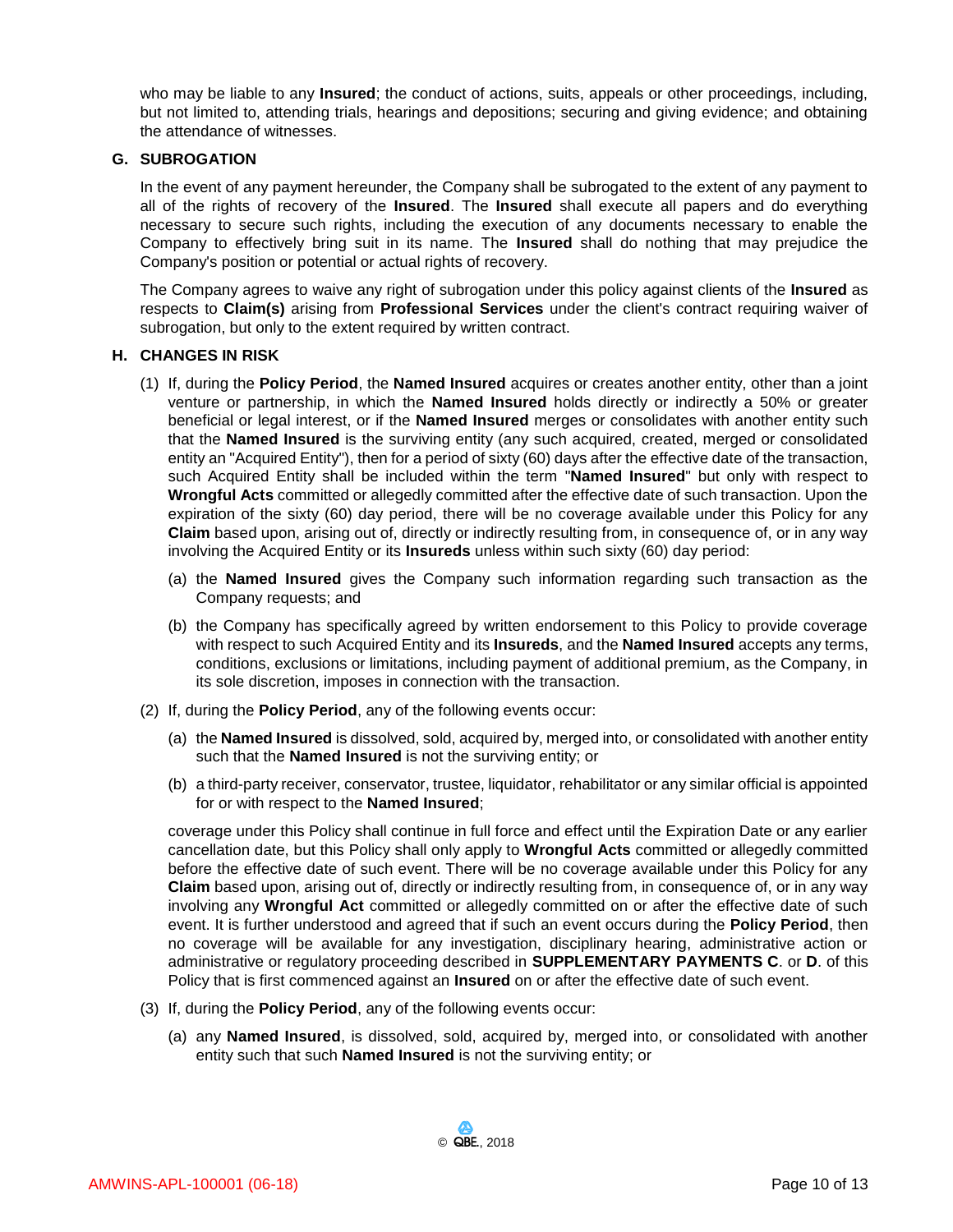who may be liable to any **Insured**; the conduct of actions, suits, appeals or other proceedings, including, but not limited to, attending trials, hearings and depositions; securing and giving evidence; and obtaining the attendance of witnesses.

**G. SUBROGATION**

In the event of any payment hereunder, the Company shall be subrogated to the extent of any payment to all of the rights of recovery of the **Insured**. The **Insured** shall execute all papers and do everything necessary to secure such rights, including the execution of any documents necessary to enable the Company to effectively bring suit in its name. The **Insured** shall do nothing that may prejudice the Company's position or potential or actual rights of recovery.

The Company agrees to waive any right of subrogation under this policy against clients of the **Insured** as respects to **Claim(s)** arising from **Professional Services** under the client's contract requiring waiver of subrogation, but only to the extent required by written contract.

**H. CHANGES IN RISK**

(1) If, during the **Policy Period**, the **Named Insured** acquires or creates another entity, other than a joint venture or partnership, in which the **Named Insured** holds directly or indirectly a 50% or greater beneficial or legal interest, or if the **Named Insured** merges or consolidates with another entity such that the **Named Insured** is the surviving entity (any such acquired, created, merged or consolidated entity an "Acquired Entity"), then for a period of sixty (60) days after the effective date of the transaction, such Acquired Entity shall be included within the term "**Named Insured**" but only with respect to **Wrongful Acts** committed or allegedly committed after the effective date of such transaction. Upon the expiration of the sixty (60) day period, there will be no coverage available under this Policy for any **Claim** based upon, arising out of, directly or indirectly resulting from, in consequence of, or in any way involving the Acquired Entity or its **Insureds** unless within such sixty (60) day period:

(a) the **Named Insured** gives the Company such information regarding such transaction as the Company requests; and

(b) the Company has specifically agreed by written endorsement to this Policy to provide coverage with respect to such Acquired Entity and its **Insureds**, and the **Named Insured** accepts any terms, conditions, exclusions or limitations, including payment of additional premium, as the Company, in its sole discretion, imposes in connection with the transaction.

(2) If, during the **Policy Period**, any of the following events occur:

(a) the **Named Insured** is dissolved, sold, acquired by, merged into, or consolidated with another entity such that the **Named Insured** is not the surviving entity; or

(b) a third-party receiver, conservator, trustee, liquidator, rehabilitator or any similar official is appointed for or with respect to the **Named Insured**;

coverage under this Policy shall continue in full force and effect until the Expiration Date or any earlier cancellation date, but this Policy shall only apply to **Wrongful Acts** committed or allegedly committed before the effective date of such event. There will be no coverage available under this Policy for any **Claim** based upon, arising out of, directly or indirectly resulting from, in consequence of, or in any way involving any **Wrongful Act** committed or allegedly committed on or after the effective date of such event. It is further understood and agreed that if such an event occurs during the **Policy Period**, then no coverage will be available for any investigation, disciplinary hearing, administrative action or administrative or regulatory proceeding described in **SUPPLEMENTARY PAYMENTS C**. or **D**. of this Policy that is first commenced against an **Insured** on or after the effective date of such event.

(3) If, during the **Policy Period**, any of the following events occur:

(a) any **Named Insured**, is dissolved, sold, acquired by, merged into, or consolidated with another entity such that such **Named Insured** is not the surviving entity; or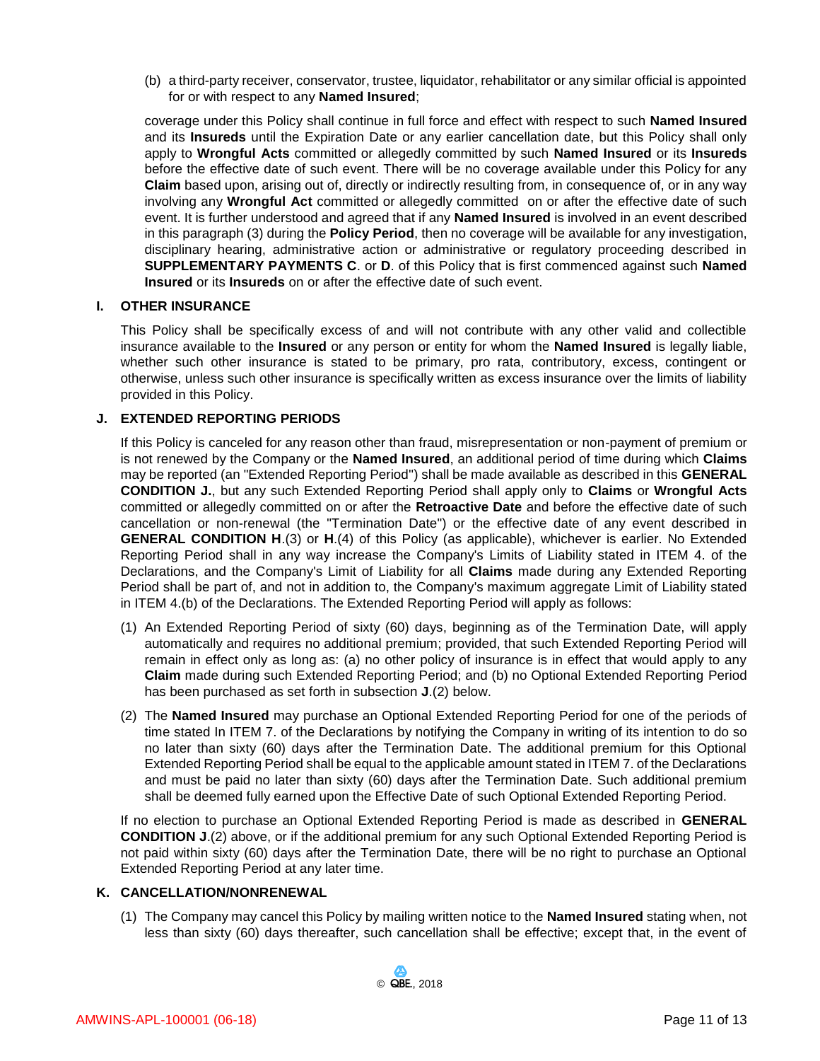(b) a third-party receiver, conservator, trustee, liquidator, rehabilitator or any similar official is appointed for or with respect to any **Named Insured**;

coverage under this Policy shall continue in full force and effect with respect to such **Named Insured** and its **Insureds** until the Expiration Date or any earlier cancellation date, but this Policy shall only apply to **Wrongful Acts** committed or allegedly committed by such **Named Insured** or its **Insureds** before the effective date of such event. There will be no coverage available under this Policy for any **Claim** based upon, arising out of, directly or indirectly resulting from, in consequence of, or in any way involving any **Wrongful Act** committed or allegedly committed on or after the effective date of such event. It is further understood and agreed that if any **Named Insured** is involved in an event described in this paragraph (3) during the **Policy Period**, then no coverage will be available for any investigation, disciplinary hearing, administrative action or administrative or regulatory proceeding described in **SUPPLEMENTARY PAYMENTS C**. or **D**. of this Policy that is first commenced against such **Named Insured** or its **Insureds** on or after the effective date of such event.

## I. OTHER INSURANCE

This Policy shall be specifically excess of and will not contribute with any other valid and collectible insurance available to the **Insured** or any person or entity for whom the **Named Insured** is legally liable, whether such other insurance is stated to be primary, pro rata, contributory, excess, contingent or otherwise, unless such other insurance is specifically written as excess insurance over the limits of liability provided in this Policy.

## J. EXTENDED REPORTING PERIODS

If this Policy is canceled for any reason other than fraud, misrepresentation or non-payment of premium or is not renewed by the Company or the **Named Insured**, an additional period of time during which **Claims** may be reported (an "Extended Reporting Period") shall be made available as described in this **GENERAL CONDITION J.**, but any such Extended Reporting Period shall apply only to **Claims** or **Wrongful Acts** committed or allegedly committed on or after the **Retroactive Date** and before the effective date of such cancellation or non-renewal (the "Termination Date") or the effective date of any event described in **GENERAL CONDITION H**.(3) or **H**.(4) of this Policy (as applicable), whichever is earlier. No Extended Reporting Period shall in any way increase the Company's Limits of Liability stated in ITEM 4. of the Declarations, and the Company's Limit of Liability for all **Claims** made during any Extended Reporting Period shall be part of, and not in addition to, the Company's maximum aggregate Limit of Liability stated in ITEM 4.(b) of the Declarations. The Extended Reporting Period will apply as follows:

(1) An Extended Reporting Period of sixty (60) days, beginning as of the Termination Date, will apply automatically and requires no additional premium; provided, that such Extended Reporting Period will remain in effect only as long as: (a) no other policy of insurance is in effect that would apply to any **Claim** made during such Extended Reporting Period; and (b) no Optional Extended Reporting Period has been purchased as set forth in subsection **J**.(2) below.

(2) The **Named Insured** may purchase an Optional Extended Reporting Period for one of the periods of time stated In ITEM 7. of the Declarations by notifying the Company in writing of its intention to do so no later than sixty (60) days after the Termination Date. The additional premium for this Optional Extended Reporting Period shall be equal to the applicable amount stated in ITEM 7. of the Declarations and must be paid no later than sixty (60) days after the Termination Date. Such additional premium shall be deemed fully earned upon the Effective Date of such Optional Extended Reporting Period.

If no election to purchase an Optional Extended Reporting Period is made as described in **GENERAL CONDITION J**.(2) above, or if the additional premium for any such Optional Extended Reporting Period is not paid within sixty (60) days after the Termination Date, there will be no right to purchase an Optional Extended Reporting Period at any later time.

## K. CANCELLATION/NONRENEWAL

(1) The Company may cancel this Policy by mailing written notice to the **Named Insured** stating when, not less than sixty (60) days thereafter, such cancellation shall be effective; except that, in the event of

© QBE., 2018

AMWINS-APL-100001 (06-18)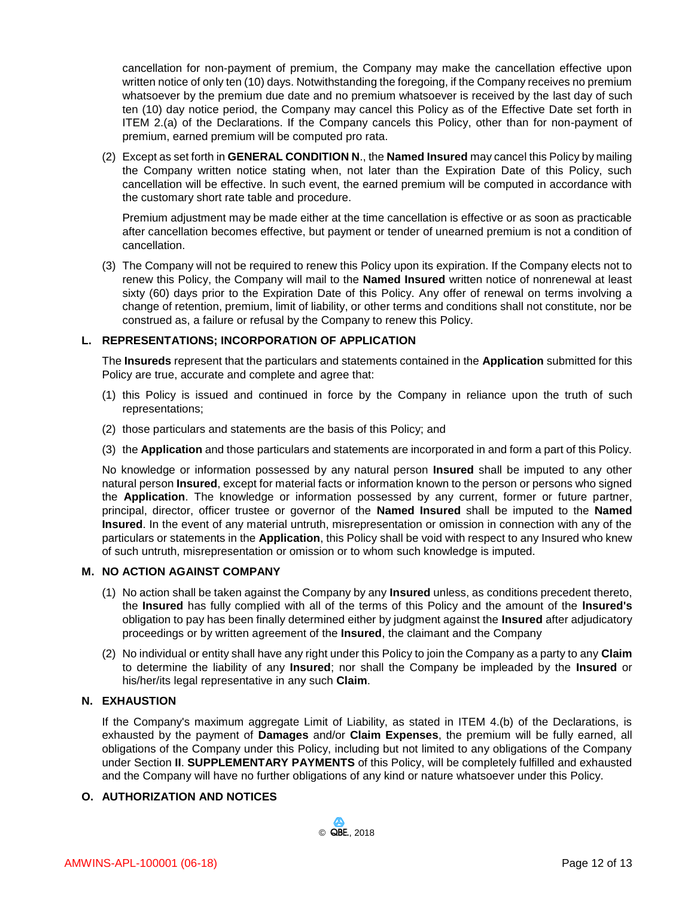cancellation for non-payment of premium, the Company may make the cancellation effective upon written notice of only ten (10) days. Notwithstanding the foregoing, if the Company receives no premium whatsoever by the premium due date and no premium whatsoever is received by the last day of such ten (10) day notice period, the Company may cancel this Policy as of the Effective Date set forth in ITEM 2.(a) of the Declarations. If the Company cancels this Policy, other than for non-payment of premium, earned premium will be computed pro rata.

(2) Except as set forth in **GENERAL CONDITION N**., the **Named Insured** may cancel this Policy by mailing the Company written notice stating when, not later than the Expiration Date of this Policy, such cancellation will be effective. In such event, the earned premium will be computed in accordance with the customary short rate table and procedure.

Premium adjustment may be made either at the time cancellation is effective or as soon as practicable after cancellation becomes effective, but payment or tender of unearned premium is not a condition of cancellation.

(3) The Company will not be required to renew this Policy upon its expiration. If the Company elects not to renew this Policy, the Company will mail to the **Named Insured** written notice of nonrenewal at least sixty (60) days prior to the Expiration Date of this Policy. Any offer of renewal on terms involving a change of retention, premium, limit of liability, or other terms and conditions shall not constitute, nor be construed as, a failure or refusal by the Company to renew this Policy.

### L. REPRESENTATIONS; INCORPORATION OF APPLICATION

The **Insureds** represent that the particulars and statements contained in the **Application** submitted for this Policy are true, accurate and complete and agree that:

(1) this Policy is issued and continued in force by the Company in reliance upon the truth of such representations;

(2) those particulars and statements are the basis of this Policy; and

(3) the **Application** and those particulars and statements are incorporated in and form a part of this Policy.

No knowledge or information possessed by any natural person **Insured** shall be imputed to any other natural person **Insured**, except for material facts or information known to the person or persons who signed the **Application**. The knowledge or information possessed by any current, former or future partner, principal, director, officer trustee or governor of the **Named Insured** shall be imputed to the **Named Insured**. In the event of any material untruth, misrepresentation or omission in connection with any of the particulars or statements in the **Application**, this Policy shall be void with respect to any Insured who knew of such untruth, misrepresentation or omission or to whom such knowledge is imputed.

### M. NO ACTION AGAINST COMPANY

(1) No action shall be taken against the Company by any **Insured** unless, as conditions precedent thereto, the **Insured** has fully complied with all of the terms of this Policy and the amount of the **Insured's** obligation to pay has been finally determined either by judgment against the **Insured** after adjudicatory proceedings or by written agreement of the **Insured**, the claimant and the Company

(2) No individual or entity shall have any right under this Policy to join the Company as a party to any **Claim** to determine the liability of any **Insured**; nor shall the Company be impleaded by the **Insured** or his/her/its legal representative in any such **Claim**.

### N. EXHAUSTION

If the Company's maximum aggregate Limit of Liability, as stated in ITEM 4.(b) of the Declarations, is exhausted by the payment of **Damages** and/or **Claim Expenses**, the premium will be fully earned, all obligations of the Company under this Policy, including but not limited to any obligations of the Company under Section **II**. **SUPPLEMENTARY PAYMENTS** of this Policy, will be completely fulfilled and exhausted and the Company will have no further obligations of any kind or nature whatsoever under this Policy.

### O. AUTHORIZATION AND NOTICES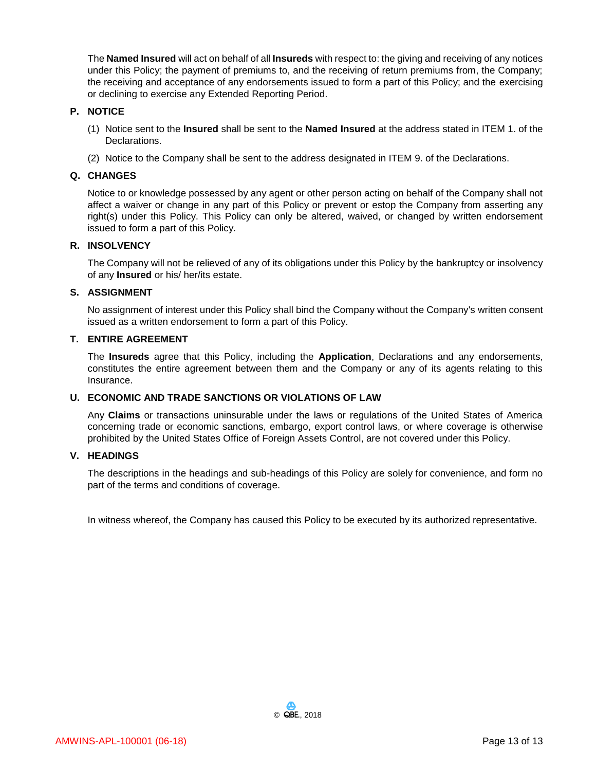The **Named Insured** will act on behalf of all **Insureds** with respect to: the giving and receiving of any notices under this Policy; the payment of premiums to, and the receiving of return premiums from, the Company; the receiving and acceptance of any endorsements issued to form a part of this Policy; and the exercising or declining to exercise any Extended Reporting Period.

**P. NOTICE**

(1) Notice sent to the **Insured** shall be sent to the **Named Insured** at the address stated in ITEM 1. of the Declarations.

(2) Notice to the Company shall be sent to the address designated in ITEM 9. of the Declarations.

**Q. CHANGES**

Notice to or knowledge possessed by any agent or other person acting on behalf of the Company shall not affect a waiver or change in any part of this Policy or prevent or estop the Company from asserting any right(s) under this Policy. This Policy can only be altered, waived, or changed by written endorsement issued to form a part of this Policy.

**R. INSOLVENCY**

The Company will not be relieved of any of its obligations under this Policy by the bankruptcy or insolvency of any **Insured** or his/ her/its estate.

**S. ASSIGNMENT**

No assignment of interest under this Policy shall bind the Company without the Company's written consent issued as a written endorsement to form a part of this Policy.

**T. ENTIRE AGREEMENT**

The **Insureds** agree that this Policy, including the **Application**, Declarations and any endorsements, constitutes the entire agreement between them and the Company or any of its agents relating to this Insurance.

**U. ECONOMIC AND TRADE SANCTIONS OR VIOLATIONS OF LAW**

Any **Claims** or transactions uninsurable under the laws or regulations of the United States of America concerning trade or economic sanctions, embargo, export control laws, or where coverage is otherwise prohibited by the United States Office of Foreign Assets Control, are not covered under this Policy.

**V. HEADINGS**

The descriptions in the headings and sub-headings of this Policy are solely for convenience, and form no part of the terms and conditions of coverage.

In witness whereof, the Company has caused this Policy to be executed by its authorized representative.

© QBE, 2018

AMWINS-APL-100001 (06-18)